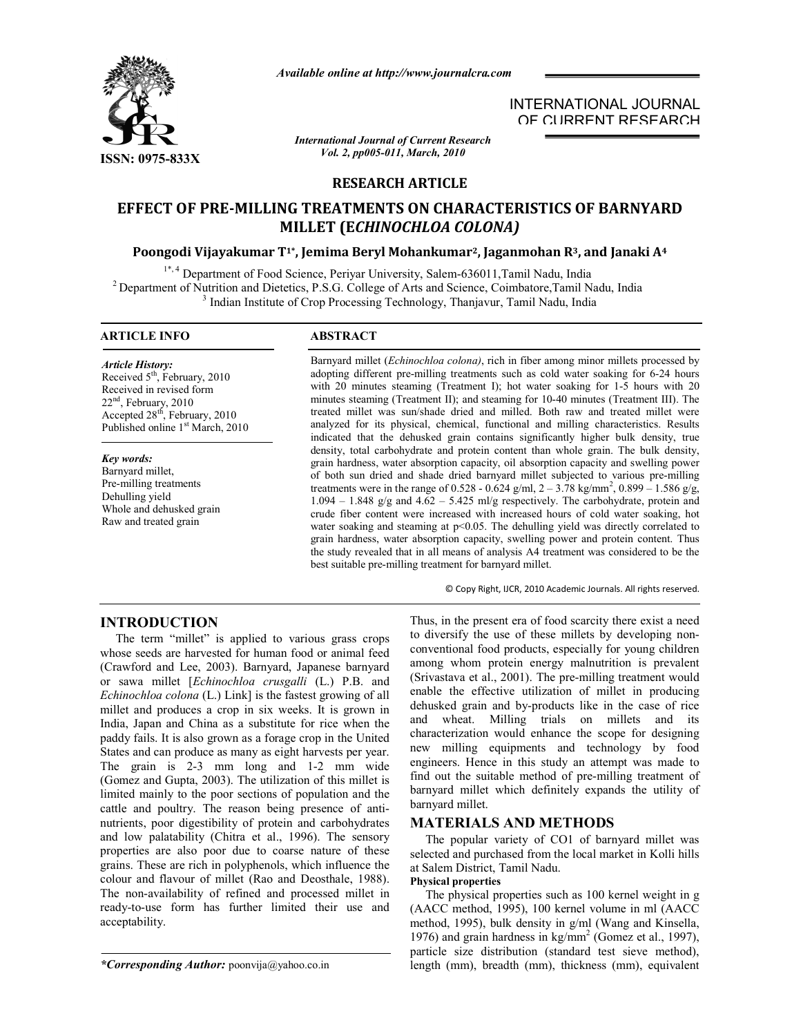*Available online at http://www.journalcra.com*

INTERNATIONAL JOURNAL OF CURRENT RESEARCH

ISSN: 0975-833X

*International Journal of Current Research*
*Vol. 2, pp005-011, March, 2010*

**RESEARCH ARTICLE**

# EFFECT OF PRE-MILLING TREATMENTS ON CHARACTERISTICS OF BARNYARD MILLET (*ECHINOCHLOA COLONA)*

**Poongodi Vijayakumar T[1*], Jemima Beryl Mohankumar[2], Jaganmohan R[3], and Janaki A[4]**

[1*, 4] Department of Food Science, Periyar University, Salem-636011,Tamil Nadu, India
[2] Department of Nutrition and Dietetics, P.S.G. College of Arts and Science, Coimbatore,Tamil Nadu, India
[3] Indian Institute of Crop Processing Technology, Thanjavur, Tamil Nadu, India

**ARTICLE INFO**

*Article History:*
Received 5[th], February, 2010
Received in revised form 22[nd], February, 2010
Accepted 28[th], February, 2010
Published online 1[st] March, 2010

*Key words:*
Barnyard millet,
Pre-milling treatments
Dehulling yield
Whole and dehusked grain
Raw and treated grain

**ABSTRACT**

Barnyard millet (*Echinochloa colona)*, rich in fiber among minor millets processed by adopting different pre-milling treatments such as cold water soaking for 6-24 hours with 20 minutes steaming (Treatment I); hot water soaking for 1-5 hours with 20 minutes steaming (Treatment II); and steaming for 10-40 minutes (Treatment III). The treated millet was sun/shade dried and milled. Both raw and treated millet were analyzed for its physical, chemical, functional and milling characteristics. Results indicated that the dehusked grain contains significantly higher bulk density, true density, total carbohydrate and protein content than whole grain. The bulk density, grain hardness, water absorption capacity, oil absorption capacity and swelling power of both sun dried and shade dried barnyard millet subjected to various pre-milling treatments were in the range of 0.528 - 0.624 g/ml, 2 – 3.78 kg/mm$^2$, 0.899 – 1.586 g/g, 1.094 – 1.848 g/g and 4.62 – 5.425 ml/g respectively. The carbohydrate, protein and crude fiber content were increased with increased hours of cold water soaking, hot water soaking and steaming at $p<0.05$. The dehulling yield was directly correlated to grain hardness, water absorption capacity, swelling power and protein content. Thus the study revealed that in all means of analysis A4 treatment was considered to be the best suitable pre-milling treatment for barnyard millet.

© Copy Right, IJCR, 2010 Academic Journals. All rights reserved.

## INTRODUCTION

The term "millet" is applied to various grass crops whose seeds are harvested for human food or animal feed (Crawford and Lee, 2003). Barnyard, Japanese barnyard or sawa millet [*Echinochloa crusgalli* (L.) P.B. and *Echinochloa colona* (L.) Link] is the fastest growing of all millet and produces a crop in six weeks. It is grown in India, Japan and China as a substitute for rice when the paddy fails. It is also grown as a forage crop in the United States and can produce as many as eight harvests per year. The grain is 2-3 mm long and 1-2 mm wide (Gomez and Gupta, 2003). The utilization of this millet is limited mainly to the poor sections of population and the cattle and poultry. The reason being presence of anti-nutrients, poor digestibility of protein and carbohydrates and low palatability (Chitra et al., 1996). The sensory properties are also poor due to coarse nature of these grains. These are rich in polyphenols, which influence the colour and flavour of millet (Rao and Deosthale, 1988). The non-availability of refined and processed millet in ready-to-use form has further limited their use and acceptability.

Thus, in the present era of food scarcity there exist a need to diversify the use of these millets by developing non-conventional food products, especially for young children among whom protein energy malnutrition is prevalent (Srivastava et al., 2001). The pre-milling treatment would enable the effective utilization of millet in producing dehusked grain and by-products like in the case of rice and wheat. Milling trials on millets and its characterization would enhance the scope for designing new milling equipments and technology by food engineers. Hence in this study an attempt was made to find out the suitable method of pre-milling treatment of barnyard millet which definitely expands the utility of barnyard millet.

## MATERIALS AND METHODS

The popular variety of CO1 of barnyard millet was selected and purchased from the local market in Kolli hills at Salem District, Tamil Nadu.

**Physical properties**

The physical properties such as 100 kernel weight in g (AACC method, 1995), 100 kernel volume in ml (AACC method, 1995), bulk density in g/ml (Wang and Kinsella, 1976) and grain hardness in kg/mm$^2$ (Gomez et al., 1997), particle size distribution (standard test sieve method), length (mm), breadth (mm), thickness (mm), equivalent

**\*Corresponding Author:** poonvija@yahoo.co.in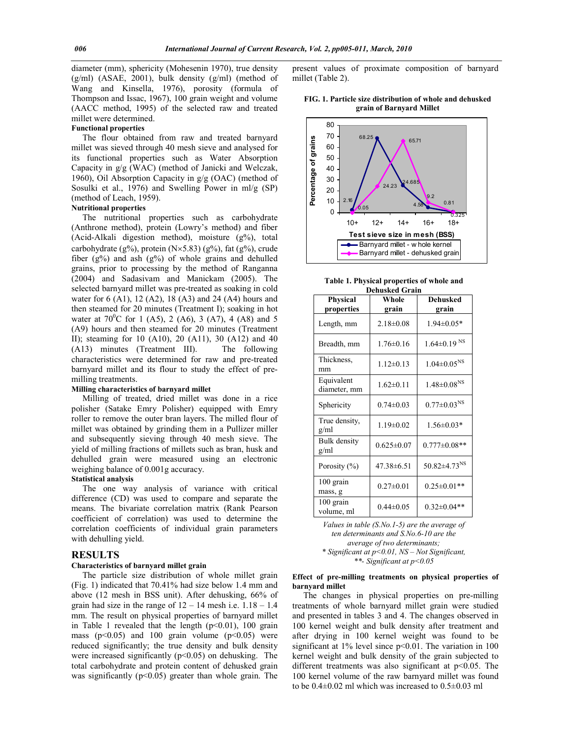diameter (mm), sphericity (Mohesenin 1970), true density (g/ml) (ASAE, 2001), bulk density (g/ml) (method of Wang and Kinsella, 1976), porosity (formula of Thompson and Issac, 1967), 100 grain weight and volume (AACC method, 1995) of the selected raw and treated millet were determined.

**Functional properties**

The flour obtained from raw and treated barnyard millet was sieved through 40 mesh sieve and analysed for its functional properties such as Water Absorption Capacity in g/g (WAC) (method of Janicki and Welczak, 1960), Oil Absorption Capacity in g/g (OAC) (method of Sosulki et al., 1976) and Swelling Power in ml/g (SP) (method of Leach, 1959).

**Nutritional properties**

The nutritional properties such as carbohydrate (Anthrone method), protein (Lowry's method) and fiber (Acid-Alkali digestion method), moisture (g%), total carbohydrate (g%), protein (N×5.83) (g%), fat (g%), crude fiber (g%) and ash (g%) of whole grains and dehulled grains, prior to processing by the method of Ranganna (2004) and Sadasivam and Manickam (2005). The selected barnyard millet was pre-treated as soaking in cold water for 6 (A1), 12 (A2), 18 (A3) and 24 (A4) hours and then steamed for 20 minutes (Treatment I); soaking in hot water at $70^0$C for 1 (A5), 2 (A6), 3 (A7), 4 (A8) and 5 (A9) hours and then steamed for 20 minutes (Treatment II); steaming for 10 (A10), 20 (A11), 30 (A12) and 40 (A13) minutes (Treatment III). The following characteristics were determined for raw and pre-treated barnyard millet and its flour to study the effect of pre-milling treatments.

**Milling characteristics of barnyard millet**

Milling of treated, dried millet was done in a rice polisher (Satake Emry Polisher) equipped with Emry roller to remove the outer bran layers. The milled flour of millet was obtained by grinding them in a Pullizer miller and subsequently sieving through 40 mesh sieve. The yield of milling fractions of millets such as bran, husk and dehulled grain were measured using an electronic weighing balance of 0.001g accuracy.

**Statistical analysis**

The one way analysis of variance with critical difference (CD) was used to compare and separate the means. The bivariate correlation matrix (Rank Pearson coefficient of correlation) was used to determine the correlation coefficients of individual grain parameters with dehulling yield.

## RESULTS

**Characteristics of barnyard millet grain**

The particle size distribution of whole millet grain (Fig. 1) indicated that 70.41% had size below 1.4 mm and above (12 mesh in BSS unit). After dehusking, 66% of grain had size in the range of 12 – 14 mesh i.e. 1.18 – 1.4 mm. The result on physical properties of barnyard millet in Table 1 revealed that the length ($p<0.01$), 100 grain mass ($p<0.05$) and 100 grain volume ($p<0.05$) were reduced significantly; the true density and bulk density were increased significantly ($p<0.05$) on dehusking. The total carbohydrate and protein content of dehusked grain was significantly ($p<0.05$) greater than whole grain. The present values of proximate composition of barnyard millet (Table 2).

**FIG. 1. Particle size distribution of whole and dehusked grain of Barnyard Millet**

| Test sieve size in mesh (BSS) | Barnyard millet - whole kernel | Barnyard millet - dehusked grain |
|---|---|---|
| 10+ | 2.16 | 0.05 |
| 12+ | 68.25 | 24.23 |
| 14+ | 24.685 | 65.71 |
| 16+ | 4.58 | 9.2 |
| 18+ | 0.325 | 0.81 |

**Table 1. Physical properties of whole and Dehusked Grain**

| Physical properties | Whole grain | Dehusked grain |
|---|---|---|
| Length, mm | 2.18±0.08 | 1.94±0.05* |
| Breadth, mm | 1.76±0.16 | 1.64±0.19 $^{NS}$ |
| Thickness, mm | 1.12±0.13 | 1.04±0.05$^{NS}$ |
| Equivalent diameter, mm | 1.62±0.11 | 1.48±0.08$^{NS}$ |
| Sphericity | 0.74±0.03 | 0.77±0.03$^{NS}$ |
| True density, g/ml | 1.19±0.02 | 1.56±0.03* |
| Bulk density g/ml | 0.625±0.07 | 0.777±0.08** |
| Porosity (%) | 47.38±6.51 | 50.82±4.73$^{NS}$ |
| 100 grain mass, g | 0.27±0.01 | 0.25±0.01** |
| 100 grain volume, ml | 0.44±0.05 | 0.32±0.04** |

*Values in table (S.No.1-5) are the average of ten determinants and S.No.6-10 are the average of two determinants;*
*\* Significant at $p<0.01$, NS – Not Significant,*
*\*\*- Significant at $p<0.05$*

**Effect of pre-milling treatments on physical properties of barnyard millet**

The changes in physical properties on pre-milling treatments of whole barnyard millet grain were studied and presented in tables 3 and 4. The changes observed in 100 kernel weight and bulk density after treatment and after drying in 100 kernel weight was found to be significant at 1% level since $p<0.01$. The variation in 100 kernel weight and bulk density of the grain subjected to different treatments was also significant at $p<0.05$. The 100 kernel volume of the raw barnyard millet was found to be 0.4±0.02 ml which was increased to 0.5±0.03 ml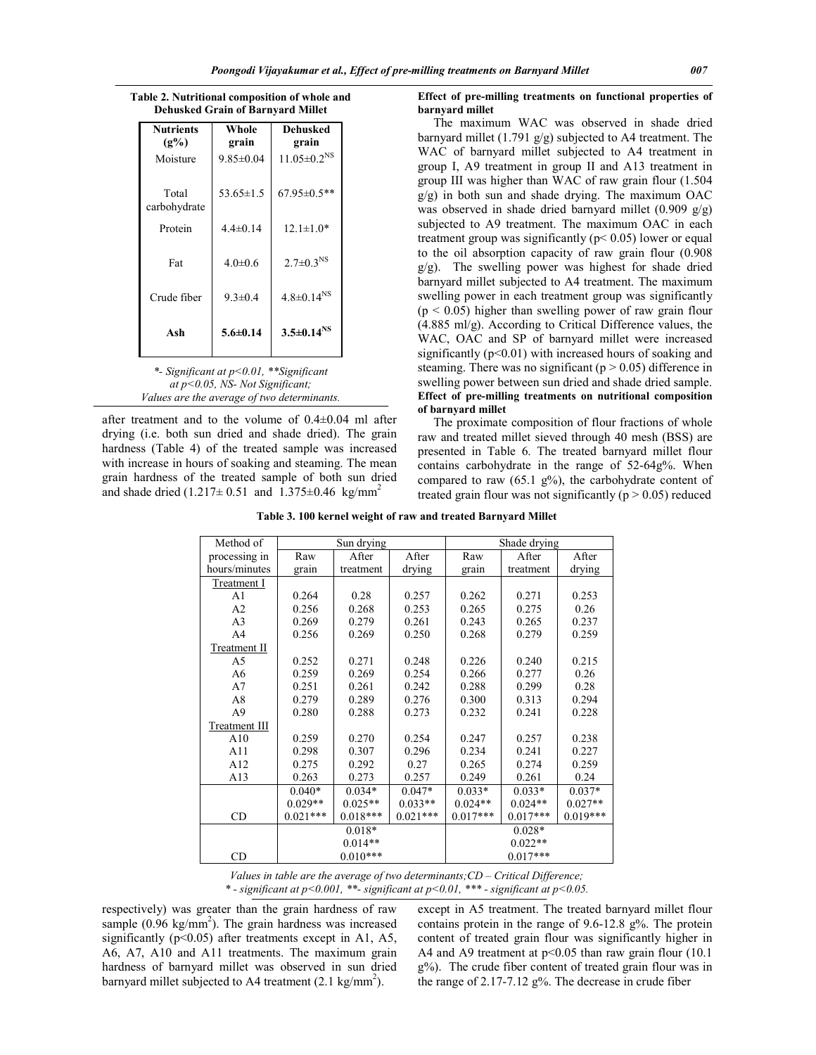**Table 2. Nutritional composition of whole and Dehusked Grain of Barnyard Millet**

| Nutrients (g%) | Whole grain | Dehusked grain |
|---|---|---|
| Moisture | 9.85±0.04 | 11.05±0.2$^{NS}$ |
| Total carbohydrate | 53.65±1.5 | 67.95±0.5** |
| Protein | 4.4±0.14 | 12.1±1.0* |
| Fat | 4.0±0.6 | 2.7±0.3$^{NS}$ |
| Crude fiber | 9.3±0.4 | 4.8±0.14$^{NS}$ |
| **Ash** | **5.6±0.14** | **3.5±0.14$^{NS}$** |

*\*- Significant at p<0.01, \*\*Significant at p<0.05, NS- Not Significant; Values are the average of two determinants.*

after treatment and to the volume of 0.4±0.04 ml after drying (i.e. both sun dried and shade dried). The grain hardness (Table 4) of the treated sample was increased with increase in hours of soaking and steaming. The mean grain hardness of the treated sample of both sun dried and shade dried (1.217± 0.51 and 1.375±0.46 kg/mm$^2$ respectively) was greater than the grain hardness of raw sample (0.96 kg/mm$^2$). The grain hardness was increased significantly ($p<0.05$) after treatments except in A1, A5, A6, A7, A10 and A11 treatments. The maximum grain hardness of barnyard millet was observed in sun dried barnyard millet subjected to A4 treatment (2.1 kg/mm$^2$).

**Effect of pre-milling treatments on functional properties of barnyard millet**

The maximum WAC was observed in shade dried barnyard millet (1.791 g/g) subjected to A4 treatment. The WAC of barnyard millet subjected to A4 treatment in group I, A9 treatment in group II and A13 treatment in group III was higher than WAC of raw grain flour (1.504 g/g) in both sun and shade drying. The maximum OAC was observed in shade dried barnyard millet (0.909 g/g) subjected to A9 treatment. The maximum OAC in each treatment group was significantly ($p< 0.05$) lower or equal to the oil absorption capacity of raw grain flour (0.908 g/g). The swelling power was highest for shade dried barnyard millet subjected to A4 treatment. The maximum swelling power in each treatment group was significantly ($p < 0.05$) higher than swelling power of raw grain flour (4.885 ml/g). According to Critical Difference values, the WAC, OAC and SP of barnyard millet were increased significantly ($p<0.01$) with increased hours of soaking and steaming. There was no significant ($p > 0.05$) difference in swelling power between sun dried and shade dried sample.

**Effect of pre-milling treatments on nutritional composition of barnyard millet**

The proximate composition of flour fractions of whole raw and treated millet sieved through 40 mesh (BSS) are presented in Table 6. The treated barnyard millet flour contains carbohydrate in the range of 52-64g%. When compared to raw (65.1 g%), the carbohydrate content of treated grain flour was not significantly ($p > 0.05$) reduced except in A5 treatment. The treated barnyard millet flour contains protein in the range of 9.6-12.8 g%. The protein content of treated grain flour was significantly higher in A4 and A9 treatment at $p<0.05$ than raw grain flour (10.1 g%). The crude fiber content of treated grain flour was in the range of 2.17-7.12 g%. The decrease in crude fiber

**Table 3. 100 kernel weight of raw and treated Barnyard Millet**

| Method of processing in hours/minutes | Sun drying | | | Shade drying | | |
|---|---|---|---|---|---|---|
| | Raw grain | After treatment | After drying | Raw grain | After treatment | After drying |
| Treatment I | | | | | | |
| A1 | 0.264 | 0.28 | 0.257 | 0.262 | 0.271 | 0.253 |
| A2 | 0.256 | 0.268 | 0.253 | 0.265 | 0.275 | 0.26 |
| A3 | 0.269 | 0.279 | 0.261 | 0.243 | 0.265 | 0.237 |
| A4 | 0.256 | 0.269 | 0.250 | 0.268 | 0.279 | 0.259 |
| Treatment II | | | | | | |
| A5 | 0.252 | 0.271 | 0.248 | 0.226 | 0.240 | 0.215 |
| A6 | 0.259 | 0.269 | 0.254 | 0.266 | 0.277 | 0.26 |
| A7 | 0.251 | 0.261 | 0.242 | 0.288 | 0.299 | 0.28 |
| A8 | 0.279 | 0.289 | 0.276 | 0.300 | 0.313 | 0.294 |
| A9 | 0.280 | 0.288 | 0.273 | 0.232 | 0.241 | 0.228 |
| Treatment III | | | | | | |
| A10 | 0.259 | 0.270 | 0.254 | 0.247 | 0.257 | 0.238 |
| A11 | 0.298 | 0.307 | 0.296 | 0.234 | 0.241 | 0.227 |
| A12 | 0.275 | 0.292 | 0.27 | 0.265 | 0.274 | 0.259 |
| A13 | 0.263 | 0.273 | 0.257 | 0.249 | 0.261 | 0.24 |
| CD | 0.040* 0.029** 0.021*** | 0.034* 0.025** 0.018*** | 0.047* 0.033** 0.021*** | 0.033* 0.024** 0.017*** | 0.033* 0.024** 0.017*** | 0.037* 0.027** 0.019*** |
| CD | 0.018* 0.014** 0.010*** | | | 0.028* 0.022** 0.017*** | | |

*Values in table are the average of two determinants; CD – Critical Difference; \* - significant at p<0.001, \*\*- significant at p<0.01, \*\*\* - significant at p<0.05.*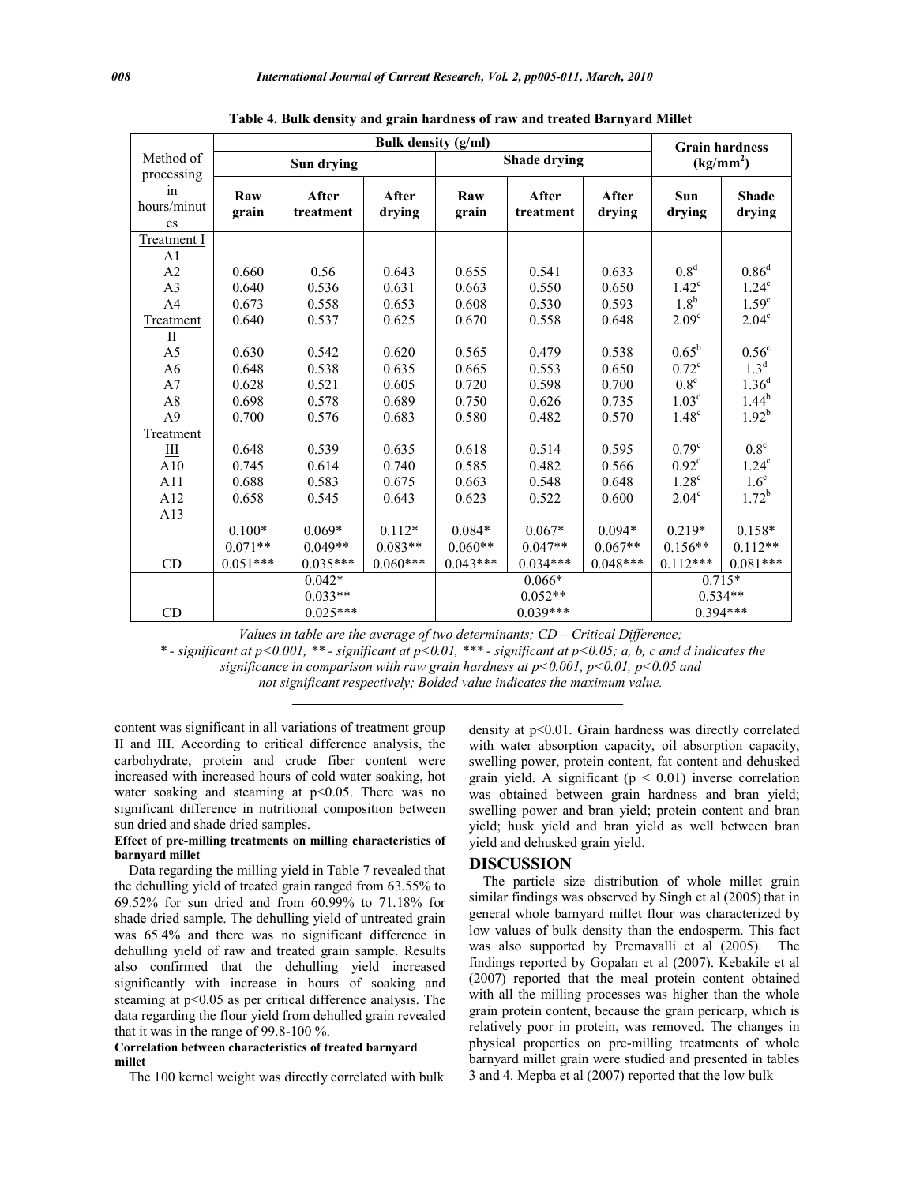**Table 4. Bulk density and grain hardness of raw and treated Barnyard Millet**

| Method of processing in hours/minutes | Bulk density (g/ml) | | | | | | Grain hardness (kg/mm$^2$) | |
|---|---|---|---|---|---|---|---|---|
| | Sun drying | | | Shade drying | | | | |
| | Raw grain | After treatment | After drying | Raw grain | After treatment | After drying | Sun drying | Shade drying |
| Treatment I | | | | | | | | |
| A1 | | | | | | | | |
| A2 | 0.660 | 0.56 | 0.643 | 0.655 | 0.541 | 0.633 | 0.8$^d$ | 0.86$^d$ |
| A3 | 0.640 | 0.536 | 0.631 | 0.663 | 0.550 | 0.650 | 1.42$^c$ | 1.24$^c$ |
| A4 | 0.673 | 0.558 | 0.653 | 0.608 | 0.530 | 0.593 | 1.8$^b$ | 1.59$^c$ |
| Treatment II | 0.640 | 0.537 | 0.625 | 0.670 | 0.558 | 0.648 | 2.09$^c$ | 2.04$^c$ |
| A5 | 0.630 | 0.542 | 0.620 | 0.565 | 0.479 | 0.538 | 0.65$^b$ | 0.56$^c$ |
| A6 | 0.648 | 0.538 | 0.635 | 0.665 | 0.553 | 0.650 | 0.72$^c$ | 1.3$^d$ |
| A7 | 0.628 | 0.521 | 0.605 | 0.720 | 0.598 | 0.700 | 0.8$^c$ | 1.36$^d$ |
| A8 | 0.698 | 0.578 | 0.689 | 0.750 | 0.626 | 0.735 | 1.03$^d$ | 1.44$^b$ |
| A9 | 0.700 | 0.576 | 0.683 | 0.580 | 0.482 | 0.570 | 1.48$^c$ | 1.92$^b$ |
| Treatment III | 0.648 | 0.539 | 0.635 | 0.618 | 0.514 | 0.595 | 0.79$^c$ | 0.8$^c$ |
| A10 | 0.745 | 0.614 | 0.740 | 0.585 | 0.482 | 0.566 | 0.92$^d$ | 1.24$^c$ |
| A11 | 0.688 | 0.583 | 0.675 | 0.663 | 0.548 | 0.648 | 1.28$^c$ | 1.6$^c$ |
| A12 | 0.658 | 0.545 | 0.643 | 0.623 | 0.522 | 0.600 | 2.04$^c$ | 1.72$^b$ |
| A13 | | | | | | | | |
| CD | 0.100* 0.071** 0.051*** | 0.069* 0.049** 0.035*** | 0.112* 0.083** 0.060*** | 0.084* 0.060** 0.043*** | 0.067* 0.047** 0.034*** | 0.094* 0.067** 0.048*** | 0.219* 0.156** 0.112*** | 0.158* 0.112** 0.081*** |
| CD | 0.042* 0.033** 0.025*** | | | 0.066* 0.052** 0.039*** | | | 0.715* 0.534** 0.394*** | |

*Values in table are the average of two determinants; CD – Critical Difference;*
*\* - significant at $p<0.001$, \*\* - significant at $p<0.01$, \*\*\* - significant at $p<0.05$; a, b, c and d indicates the significance in comparison with raw grain hardness at $p<0.001$, $p<0.01$, $p<0.05$ and not significant respectively; Bolded value indicates the maximum value.*

content was significant in all variations of treatment group II and III. According to critical difference analysis, the carbohydrate, protein and crude fiber content were increased with increased hours of cold water soaking, hot water soaking and steaming at $p<0.05$. There was no significant difference in nutritional composition between sun dried and shade dried samples.

**Effect of pre-milling treatments on milling characteristics of barnyard millet**

Data regarding the milling yield in Table 7 revealed that the dehulling yield of treated grain ranged from 63.55% to 69.52% for sun dried and from 60.99% to 71.18% for shade dried sample. The dehulling yield of untreated grain was 65.4% and there was no significant difference in dehulling yield of raw and treated grain sample. Results also confirmed that the dehulling yield increased significantly with increase in hours of soaking and steaming at $p<0.05$ as per critical difference analysis. The data regarding the flour yield from dehulled grain revealed that it was in the range of 99.8-100 %.

**Correlation between characteristics of treated barnyard millet**

The 100 kernel weight was directly correlated with bulk density at $p<0.01$. Grain hardness was directly correlated with water absorption capacity, oil absorption capacity, swelling power, protein content, fat content and dehusked grain yield. A significant ($p < 0.01$) inverse correlation was obtained between grain hardness and bran yield; swelling power and bran yield; protein content and bran yield; husk yield and bran yield as well between bran yield and dehusked grain yield.

## DISCUSSION

The particle size distribution of whole millet grain similar findings was observed by Singh et al (2005) that in general whole barnyard millet flour was characterized by low values of bulk density than the endosperm. This fact was also supported by Premavalli et al (2005). The findings reported by Gopalan et al (2007). Kebakile et al (2007) reported that the meal protein content obtained with all the milling processes was higher than the whole grain protein content, because the grain pericarp, which is relatively poor in protein, was removed. The changes in physical properties on pre-milling treatments of whole barnyard millet grain were studied and presented in tables 3 and 4. Mepba et al (2007) reported that the low bulk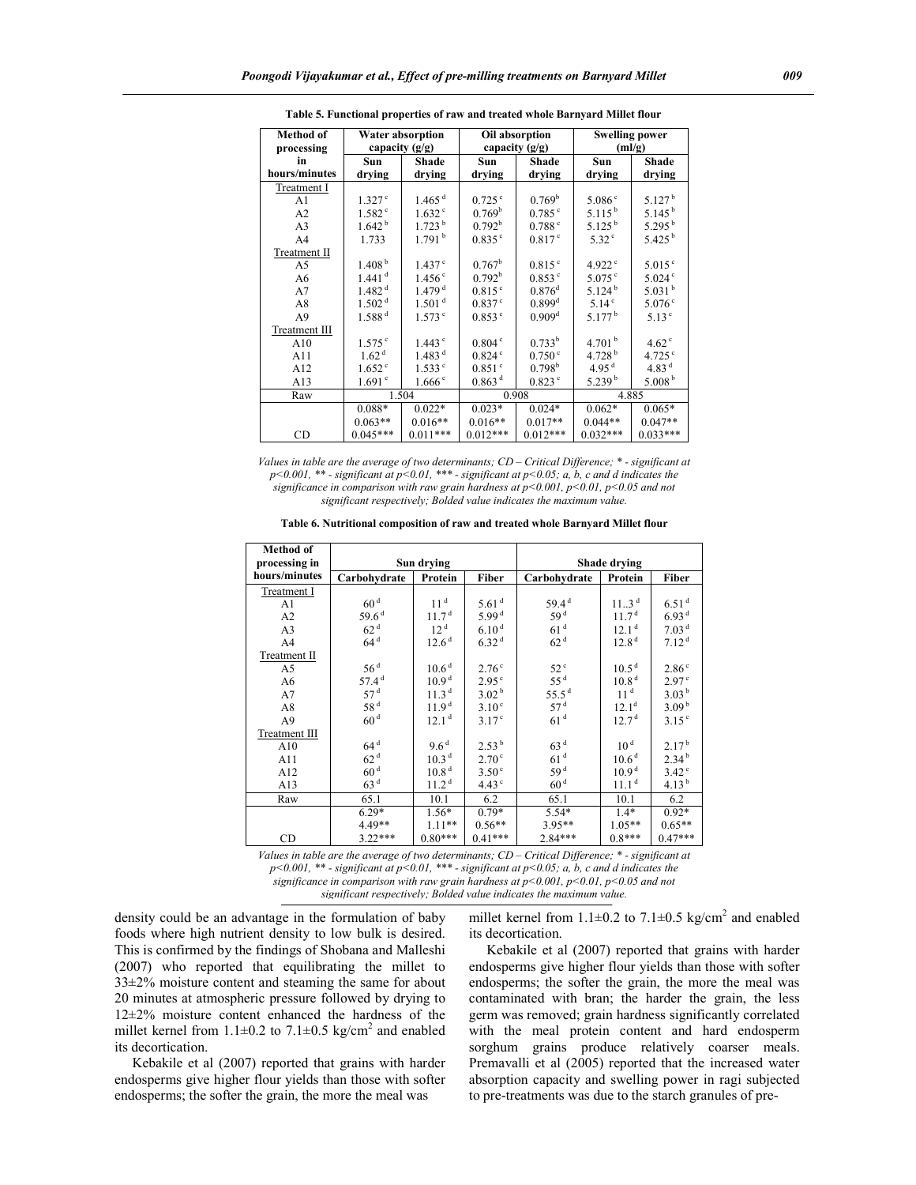**Table 5. Functional properties of raw and treated whole Barnyard Millet flour**

| Method of processing in hours/minutes | Water absorption capacity (g/g) | | Oil absorption capacity (g/g) | | Swelling power (ml/g) | |
|---|---|---|---|---|---|---|
| | Sun drying | Shade drying | Sun drying | Shade drying | Sun drying | Shade drying |
| Treatment I | | | | | | |
| A1 | 1.327[c] | 1.465[d] | 0.725[c] | 0.769[b] | 5.086[c] | 5.127[b] |
| A2 | 1.582[c] | 1.632[c] | 0.769[b] | 0.785[c] | 5.115[b] | 5.145[b] |
| A3 | 1.642[b] | 1.723[b] | 0.792[b] | 0.788[c] | 5.125[b] | 5.295[b] |
| A4 | 1.733 | 1.791[b] | 0.835[c] | 0.817[c] | 5.32[c] | 5.425[b] |
| Treatment II | | | | | | |
| A5 | 1.408[b] | 1.437[c] | 0.767[b] | 0.815[c] | 4.922[c] | 5.015[c] |
| A6 | 1.441[d] | 1.456[c] | 0.792[b] | 0.853[c] | 5.075[c] | 5.024[c] |
| A7 | 1.482[d] | 1.479[d] | 0.815[c] | 0.876[d] | 5.124[b] | 5.031[b] |
| A8 | 1.502[d] | 1.501[d] | 0.837[c] | 0.899[d] | 5.14[c] | 5.076[c] |
| A9 | 1.588[d] | 1.573[c] | 0.853[c] | 0.909[d] | 5.177[b] | 5.13[c] |
| Treatment III | | | | | | |
| A10 | 1.575[c] | 1.443[c] | 0.804[c] | 0.733[b] | 4.701[b] | 4.62[c] |
| A11 | 1.62[d] | 1.483[d] | 0.824[c] | 0.750[c] | 4.728[b] | 4.725[c] |
| A12 | 1.652[c] | 1.533[c] | 0.851[c] | 0.798[b] | 4.95[d] | 4.83[d] |
| A13 | 1.691[c] | 1.666[c] | 0.863[d] | 0.823[c] | 5.239[b] | 5.008[b] |
| Raw | 1.504 | | 0.908 | | 4.885 | |
| CD | 0.088* 0.063** 0.045*** | 0.022* 0.016** 0.011*** | 0.023* 0.016** 0.012*** | 0.024* 0.017** 0.012*** | 0.062* 0.044** 0.032*** | 0.065* 0.047** 0.033*** |

*Values in table are the average of two determinants; CD – Critical Difference; * - significant at $p<0.001$, ** - significant at $p<0.01$, *** - significant at $p<0.05$; a, b, c and d indicates the significance in comparison with raw grain hardness at $p<0.001$, $p<0.01$, $p<0.05$ and not significant respectively; Bolded value indicates the maximum value.*

**Table 6. Nutritional composition of raw and treated whole Barnyard Millet flour**

| Method of processing in hours/minutes | Sun drying | | | Shade drying | | |
|---|---|---|---|---|---|---|
| | Carbohydrate | Protein | Fiber | Carbohydrate | Protein | Fiber |
| Treatment I | | | | | | |
| A1 | 60[d] | 11[d] | 5.61[d] | 59.4[d] | 11..3[d] | 6.51[d] |
| A2 | 59.6[d] | 11.7[d] | 5.99[d] | 59[d] | 11.7[d] | 6.93[d] |
| A3 | 62[d] | 12[d] | 6.10[d] | 61[d] | 12.1[d] | 7.03[d] |
| A4 | 64[d] | 12.6[d] | 6.32[d] | 62[d] | 12.8[d] | 7.12[d] |
| Treatment II | | | | | | |
| A5 | 56[d] | 10.6[d] | 2.76[c] | 52[c] | 10.5[d] | 2.86[c] |
| A6 | 57.4[d] | 10.9[d] | 2.95[c] | 55[d] | 10.8[d] | 2.97[c] |
| A7 | 57[d] | 11.3[d] | 3.02[b] | 55.5[d] | 11[d] | 3.03[b] |
| A8 | 58[d] | 11.9[d] | 3.10[c] | 57[d] | 12.1[d] | 3.09[b] |
| A9 | 60[d] | 12.1[d] | 3.17[c] | 61[d] | 12.7[d] | 3.15[c] |
| Treatment III | | | | | | |
| A10 | 64[d] | 9.6[d] | 2.53[b] | 63[d] | 10[d] | 2.17[b] |
| A11 | 62[d] | 10.3[d] | 2.70[c] | 61[d] | 10.6[d] | 2.34[b] |
| A12 | 60[d] | 10.8[d] | 3.50[c] | 59[d] | 10.9[d] | 3.42[c] |
| A13 | 63[d] | 11.2[d] | 4.43[c] | 60[d] | 11.1[d] | 4.13[b] |
| Raw | 65.1 | 10.1 | 6.2 | 65.1 | 10.1 | 6.2 |
| CD | 6.29* 4.49** 3.22*** | 1.56* 1.11** 0.80*** | 0.79* 0.56** 0.41*** | 5.54* 3.95** 2.84*** | 1.4* 1.05** 0.8*** | 0.92* 0.65** 0.47*** |

*Values in table are the average of two determinants; CD – Critical Difference; * - significant at $p<0.001$, ** - significant at $p<0.01$, *** - significant at $p<0.05$; a, b, c and d indicates the significance in comparison with raw grain hardness at $p<0.001$, $p<0.01$, $p<0.05$ and not significant respectively; Bolded value indicates the maximum value.*

density could be an advantage in the formulation of baby foods where high nutrient density to low bulk is desired. This is confirmed by the findings of Shobana and Malleshi (2007) who reported that equilibrating the millet to 33±2% moisture content and steaming the same for about 20 minutes at atmospheric pressure followed by drying to 12±2% moisture content enhanced the hardness of the millet kernel from 1.1±0.2 to 7.1±0.5 kg/cm$^2$ and enabled its decortication.

Kebakile et al (2007) reported that grains with harder endosperms give higher flour yields than those with softer endosperms; the softer the grain, the more the meal was

millet kernel from 1.1±0.2 to 7.1±0.5 kg/cm$^2$ and enabled its decortication.

Kebakile et al (2007) reported that grains with harder endosperms give higher flour yields than those with softer endosperms; the softer the grain, the more the meal was contaminated with bran; the harder the grain, the less germ was removed; grain hardness significantly correlated with the meal protein content and hard endosperm sorghum grains produce relatively coarser meals. Premavalli et al (2005) reported that the increased water absorption capacity and swelling power in ragi subjected to pre-treatments was due to the starch granules of pre-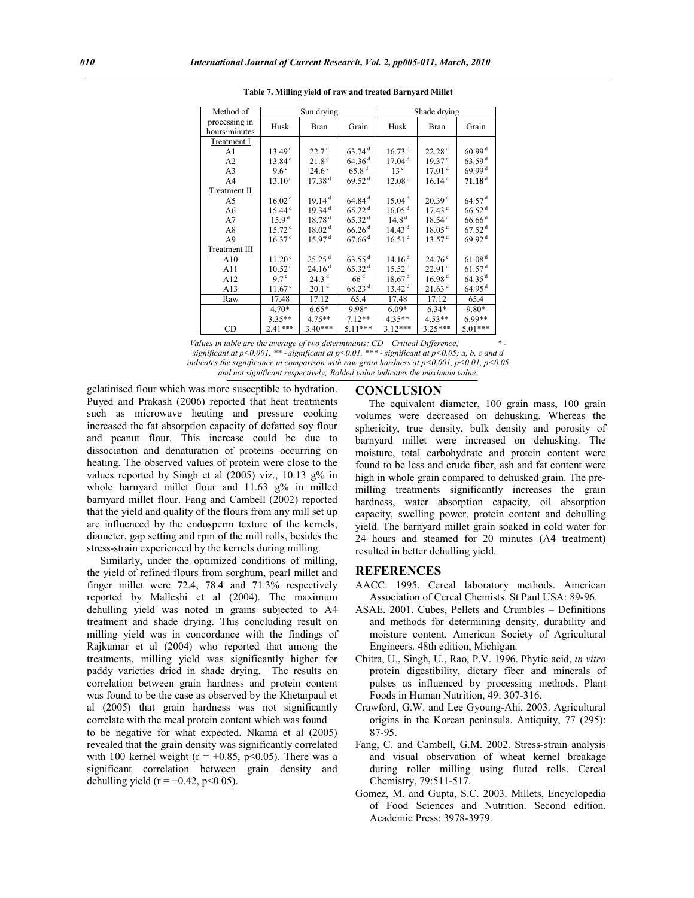**Table 7. Milling yield of raw and treated Barnyard Millet**

| Method of processing in hours/minutes | Sun drying | | | Shade drying | | |
|---|---|---|---|---|---|---|
| | Husk | Bran | Grain | Husk | Bran | Grain |
| Treatment I | | | | | | |
| A1 | 13.49 [d] | 22.7 [d] | 63.74 [d] | 16.73 [d] | 22.28 [d] | 60.99 [d] |
| A2 | 13.84 [d] | 21.8 [d] | 64.36 [d] | 17.04 [d] | 19.37 [d] | 63.59 [d] |
| A3 | 9.6 [c] | 24.6 [c] | 65.8 [d] | 13 [c] | 17.01 [d] | 69.99 [d] |
| A4 | 13.10 [c] | 17.38 [d] | 69.52 [d] | 12.08 [c] | 16.14 [d] | **71.18** [d] |
| Treatment II | | | | | | |
| A5 | 16.02 [d] | 19.14 [d] | 64.84 [d] | 15.04 [d] | 20.39 [d] | 64.57 [d] |
| A6 | 15.44 [d] | 19.34 [d] | 65.22 [d] | 16.05 [d] | 17.43 [d] | 66.52 [d] |
| A7 | 15.9 [d] | 18.78 [d] | 65.32 [d] | 14.8 [d] | 18.54 [d] | 66.66 [d] |
| A8 | 15.72 [d] | 18.02 [d] | 66.26 [d] | 14.43 [d] | 18.05 [d] | 67.52 [d] |
| A9 | 16.37 [d] | 15.97 [d] | 67.66 [d] | 16.51 [d] | 13.57 [d] | 69.92 [d] |
| Treatment III | | | | | | |
| A10 | 11.20 [c] | 25.25 [d] | 63.55 [d] | 14.16 [d] | 24.76 [c] | 61.08 [d] |
| A11 | 10.52 [c] | 24.16 [d] | 65.32 [d] | 15.52 [d] | 22.91 [d] | 61.57 [d] |
| A12 | 9.7 [c] | 24.3 [d] | 66 [d] | 18.67 [d] | 16.98 [d] | 64.35 [d] |
| A13 | 11.67 [c] | 20.1 [d] | 68.23 [d] | 13.42 [d] | 21.63 [d] | 64.95 [d] |
| Raw | 17.48 | 17.12 | 65.4 | 17.48 | 17.12 | 65.4 |
| CD | 4.70* | 6.65* | 9.98* | 6.09* | 6.34* | 9.80* |
| | 3.35** | 4.75** | 7.12** | 4.35** | 4.53** | 6.99** |
| | 2.41*** | 3.40*** | 5.11*** | 3.12*** | 3.25*** | 5.01*** |

*Values in table are the average of two determinants; CD – Critical Difference; * - significant at p<0.001, ** - significant at p<0.01, *** - significant at p<0.05; a, b, c and d indicates the significance in comparison with raw grain hardness at p<0.001, p<0.01, p<0.05 and not significant respectively; Bolded value indicates the maximum value.*

gelatinised flour which was more susceptible to hydration. Puyed and Prakash (2006) reported that heat treatments such as microwave heating and pressure cooking increased the fat absorption capacity of defatted soy flour and peanut flour. This increase could be due to dissociation and denaturation of proteins occurring on heating. The observed values of protein were close to the values reported by Singh et al (2005) viz., 10.13 g% in whole barnyard millet flour and 11.63 g% in milled barnyard millet flour. Fang and Cambell (2002) reported that the yield and quality of the flours from any mill set up are influenced by the endosperm texture of the kernels, diameter, gap setting and rpm of the mill rolls, besides the stress-strain experienced by the kernels during milling.

Similarly, under the optimized conditions of milling, the yield of refined flours from sorghum, pearl millet and finger millet were 72.4, 78.4 and 71.3% respectively reported by Malleshi et al (2004). The maximum dehulling yield was noted in grains subjected to A4 treatment and shade drying. This concluding result on milling yield was in concordance with the findings of Rajkumar et al (2004) who reported that among the treatments, milling yield was significantly higher for paddy varieties dried in shade drying. The results on correlation between grain hardness and protein content was found to be the case as observed by the Khetarpaul et al (2005) that grain hardness was not significantly correlate with the meal protein content which was found to be negative for what expected. Nkama et al (2005) revealed that the grain density was significantly correlated with 100 kernel weight ($r = +0.85$, $p<0.05$). There was a significant correlation between grain density and dehulling yield ($r = +0.42$, $p<0.05$).

## CONCLUSION

The equivalent diameter, 100 grain mass, 100 grain volumes were decreased on dehusking. Whereas the sphericity, true density, bulk density and porosity of barnyard millet were increased on dehusking. The moisture, total carbohydrate and protein content were found to be less and crude fiber, ash and fat content were high in whole grain compared to dehusked grain. The pre-milling treatments significantly increases the grain hardness, water absorption capacity, oil absorption capacity, swelling power, protein content and dehulling yield. The barnyard millet grain soaked in cold water for 24 hours and steamed for 20 minutes (A4 treatment) resulted in better dehulling yield.

## REFERENCES

AACC. 1995. Cereal laboratory methods. American Association of Cereal Chemists. St Paul USA: 89-96.

ASAE. 2001. Cubes, Pellets and Crumbles – Definitions and methods for determining density, durability and moisture content. American Society of Agricultural Engineers. 48th edition, Michigan.

Chitra, U., Singh, U., Rao, P.V. 1996. Phytic acid, *in vitro* protein digestibility, dietary fiber and minerals of pulses as influenced by processing methods. Plant Foods in Human Nutrition, 49: 307-316.

Crawford, G.W. and Lee Gyoung-Ahi. 2003. Agricultural origins in the Korean peninsula. Antiquity, 77 (295): 87-95.

Fang, C. and Cambell, G.M. 2002. Stress-strain analysis and visual observation of wheat kernel breakage during roller milling using fluted rolls. Cereal Chemistry, 79:511-517.

Gomez, M. and Gupta, S.C. 2003. Millets, Encyclopedia of Food Sciences and Nutrition. Second edition. Academic Press: 3978-3979.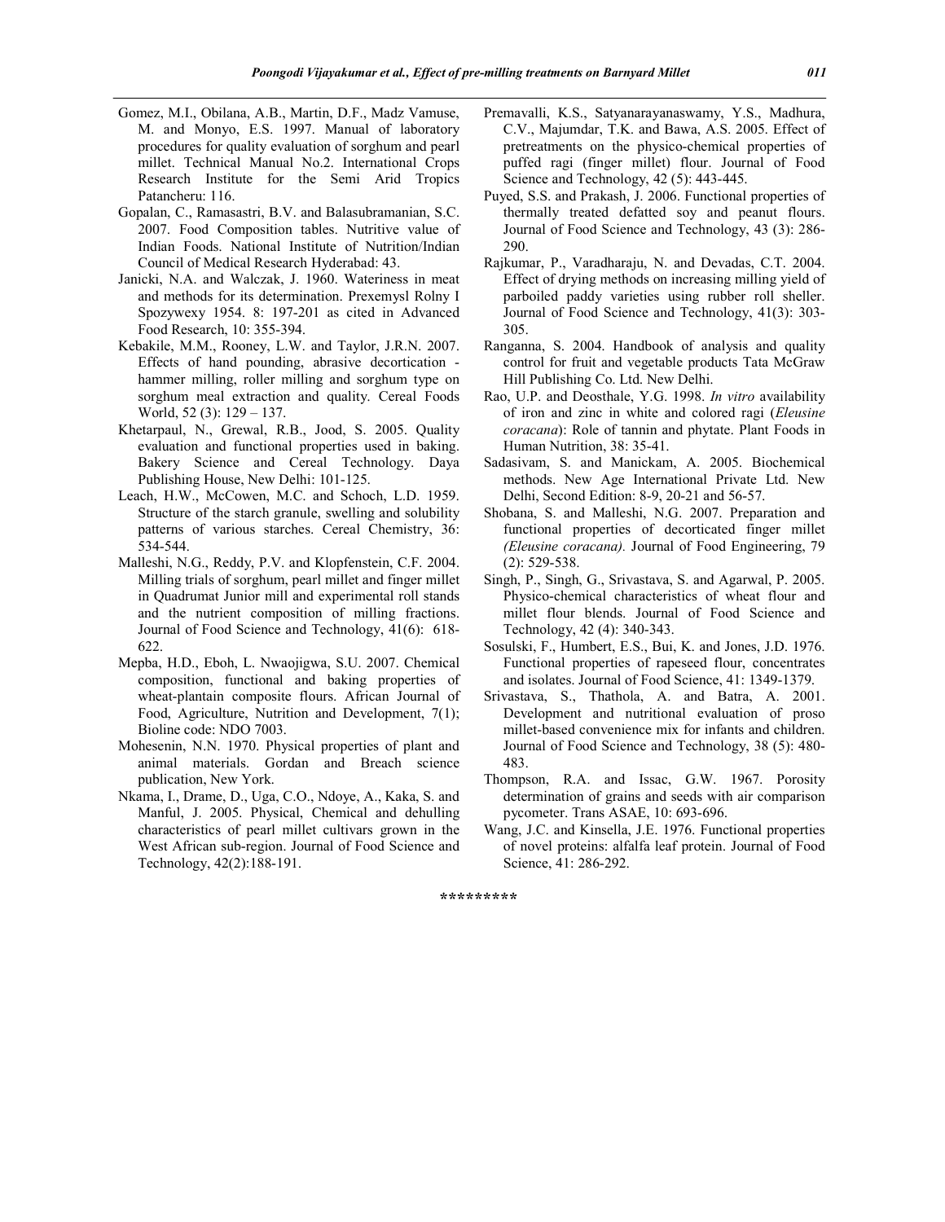Gomez, M.I., Obilana, A.B., Martin, D.F., Madz Vamuse, M. and Monyo, E.S. 1997. Manual of laboratory procedures for quality evaluation of sorghum and pearl millet. Technical Manual No.2. International Crops Research Institute for the Semi Arid Tropics Patancheru: 116.

Gopalan, C., Ramasastri, B.V. and Balasubramanian, S.C. 2007. Food Composition tables. Nutritive value of Indian Foods. National Institute of Nutrition/Indian Council of Medical Research Hyderabad: 43.

Janicki, N.A. and Walczak, J. 1960. Wateriness in meat and methods for its determination. Prexemysl Rolny I Spozywexy 1954. 8: 197-201 as cited in Advanced Food Research, 10: 355-394.

Kebakile, M.M., Rooney, L.W. and Taylor, J.R.N. 2007. Effects of hand pounding, abrasive decortication - hammer milling, roller milling and sorghum type on sorghum meal extraction and quality. Cereal Foods World, 52 (3): 129 – 137.

Khetarpaul, N., Grewal, R.B., Jood, S. 2005. Quality evaluation and functional properties used in baking. Bakery Science and Cereal Technology. Daya Publishing House, New Delhi: 101-125.

Leach, H.W., McCowen, M.C. and Schoch, L.D. 1959. Structure of the starch granule, swelling and solubility patterns of various starches. Cereal Chemistry, 36: 534-544.

Malleshi, N.G., Reddy, P.V. and Klopfenstein, C.F. 2004. Milling trials of sorghum, pearl millet and finger millet in Quadrumat Junior mill and experimental roll stands and the nutrient composition of milling fractions. Journal of Food Science and Technology, 41(6): 618-622.

Mepba, H.D., Eboh, L. Nwaojigwa, S.U. 2007. Chemical composition, functional and baking properties of wheat-plantain composite flours. African Journal of Food, Agriculture, Nutrition and Development, 7(1); Bioline code: NDO 7003.

Mohesenin, N.N. 1970. Physical properties of plant and animal materials. Gordan and Breach science publication, New York.

Nkama, I., Drame, D., Uga, C.O., Ndoye, A., Kaka, S. and Manful, J. 2005. Physical, Chemical and dehulling characteristics of pearl millet cultivars grown in the West African sub-region. Journal of Food Science and Technology, 42(2):188-191.

Premavalli, K.S., Satyanarayanaswamy, Y.S., Madhura, C.V., Majumdar, T.K. and Bawa, A.S. 2005. Effect of pretreatments on the physico-chemical properties of puffed ragi (finger millet) flour. Journal of Food Science and Technology, 42 (5): 443-445.

Puyed, S.S. and Prakash, J. 2006. Functional properties of thermally treated defatted soy and peanut flours. Journal of Food Science and Technology, 43 (3): 286-290.

Rajkumar, P., Varadharaju, N. and Devadas, C.T. 2004. Effect of drying methods on increasing milling yield of parboiled paddy varieties using rubber roll sheller. Journal of Food Science and Technology, 41(3): 303-305.

Ranganna, S. 2004. Handbook of analysis and quality control for fruit and vegetable products Tata McGraw Hill Publishing Co. Ltd. New Delhi.

Rao, U.P. and Deosthale, Y.G. 1998. *In vitro* availability of iron and zinc in white and colored ragi (*Eleusine coracana*): Role of tannin and phytate. Plant Foods in Human Nutrition, 38: 35-41.

Sadasivam, S. and Manickam, A. 2005. Biochemical methods. New Age International Private Ltd. New Delhi, Second Edition: 8-9, 20-21 and 56-57.

Shobana, S. and Malleshi, N.G. 2007. Preparation and functional properties of decorticated finger millet *(Eleusine coracana).* Journal of Food Engineering, 79 (2): 529-538.

Singh, P., Singh, G., Srivastava, S. and Agarwal, P. 2005. Physico-chemical characteristics of wheat flour and millet flour blends. Journal of Food Science and Technology, 42 (4): 340-343.

Sosulski, F., Humbert, E.S., Bui, K. and Jones, J.D. 1976. Functional properties of rapeseed flour, concentrates and isolates. Journal of Food Science, 41: 1349-1379.

Srivastava, S., Thathola, A. and Batra, A. 2001. Development and nutritional evaluation of proso millet-based convenience mix for infants and children. Journal of Food Science and Technology, 38 (5): 480-483.

Thompson, R.A. and Issac, G.W. 1967. Porosity determination of grains and seeds with air comparison pycometer. Trans ASAE, 10: 693-696.

Wang, J.C. and Kinsella, J.E. 1976. Functional properties of novel proteins: alfalfa leaf protein. Journal of Food Science, 41: 286-292.

*********